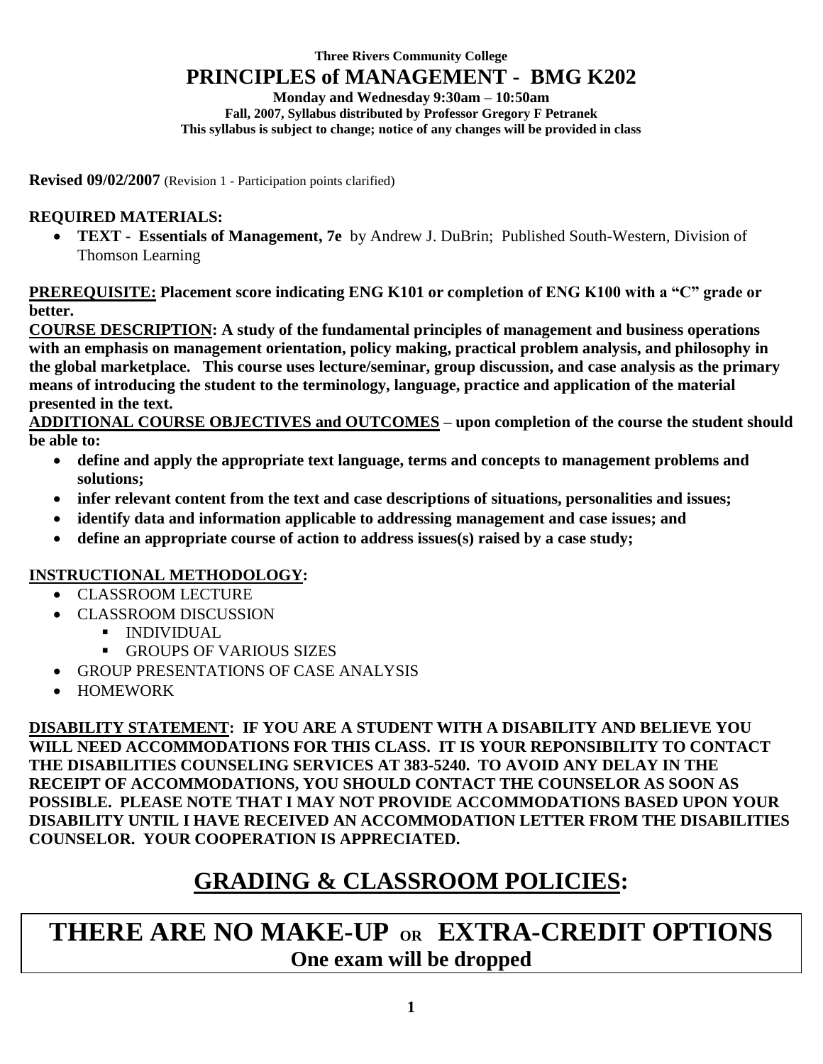**Three Rivers Community College**

# PRINCIPLES of MANAGEMENT - BMG K202

**Monday and Wednesday 9:30am – 10:50am**

**Fall, 2007, Syllabus distributed by Professor Gregory F Petranek**

**This syllabus is subject to change; notice of any changes will be provided in class**

**Revised 09/02/2007** (Revision 1 - Participation points clarified)

**REQUIRED MATERIALS:**

- **TEXT - Essentials of Management, 7e** by Andrew J. DuBrin; Published South-Western, Division of Thomson Learning

**PREREQUISITE: Placement score indicating ENG K101 or completion of ENG K100 with a "C" grade or better.**

**COURSE DESCRIPTION: A study of the fundamental principles of management and business operations with an emphasis on management orientation, policy making, practical problem analysis, and philosophy in the global marketplace. This course uses lecture/seminar, group discussion, and case analysis as the primary means of introducing the student to the terminology, language, practice and application of the material presented in the text.**

**ADDITIONAL COURSE OBJECTIVES and OUTCOMES – upon completion of the course the student should be able to:**

- **define and apply the appropriate text language, terms and concepts to management problems and solutions;**
- **infer relevant content from the text and case descriptions of situations, personalities and issues;**
- **identify data and information applicable to addressing management and case issues; and**
- **define an appropriate course of action to address issues(s) raised by a case study;**

**INSTRUCTIONAL METHODOLOGY:**

- CLASSROOM LECTURE
- CLASSROOM DISCUSSION
  - INDIVIDUAL
  - GROUPS OF VARIOUS SIZES
- GROUP PRESENTATIONS OF CASE ANALYSIS
- HOMEWORK

**DISABILITY STATEMENT: IF YOU ARE A STUDENT WITH A DISABILITY AND BELIEVE YOU WILL NEED ACCOMMODATIONS FOR THIS CLASS. IT IS YOUR REPONSIBILITY TO CONTACT THE DISABILITIES COUNSELING SERVICES AT 383-5240. TO AVOID ANY DELAY IN THE RECEIPT OF ACCOMMODATIONS, YOU SHOULD CONTACT THE COUNSELOR AS SOON AS POSSIBLE. PLEASE NOTE THAT I MAY NOT PROVIDE ACCOMMODATIONS BASED UPON YOUR DISABILITY UNTIL I HAVE RECEIVED AN ACCOMMODATION LETTER FROM THE DISABILITIES COUNSELOR. YOUR COOPERATION IS APPRECIATED.**

## GRADING & CLASSROOM POLICIES:

## THERE ARE NO MAKE-UP OR EXTRA-CREDIT OPTIONS

**One exam will be dropped**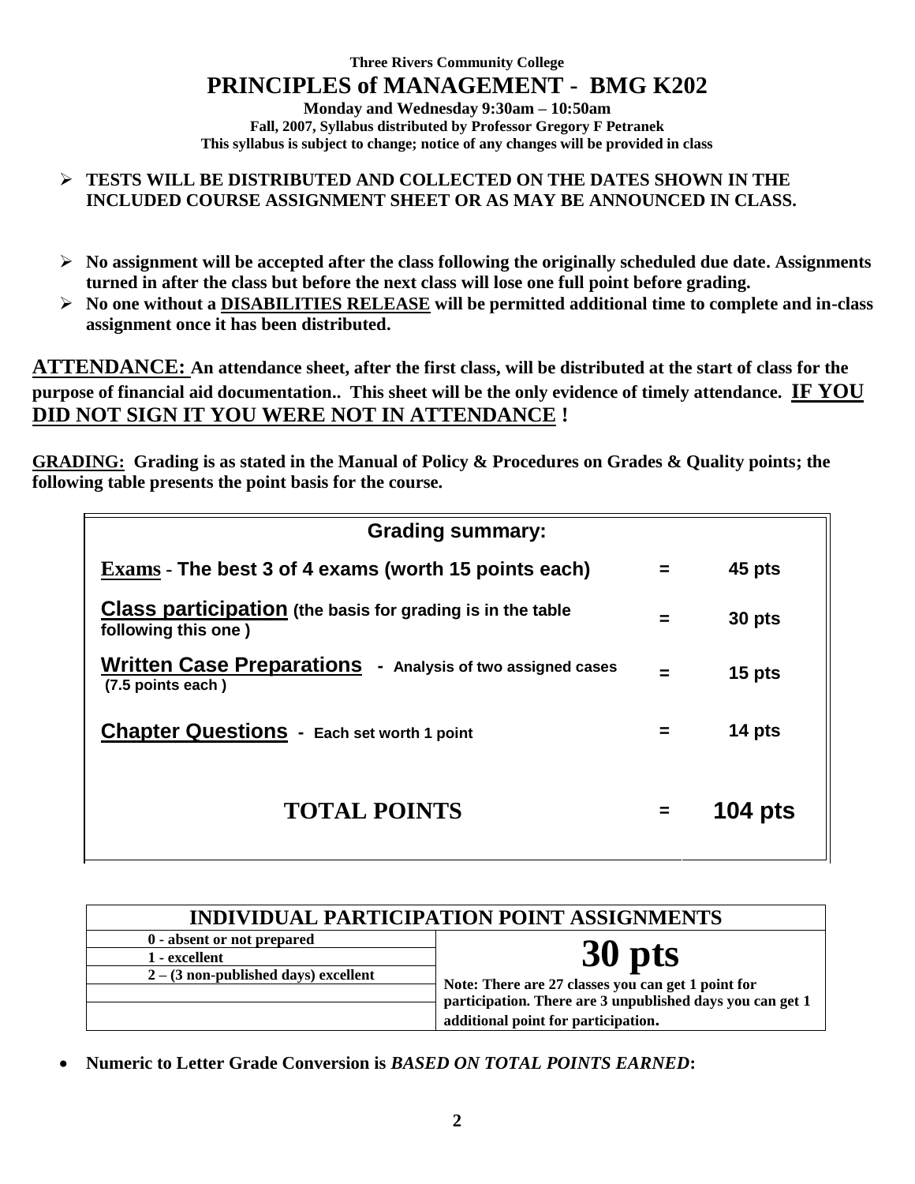**Three Rivers Community College**

# PRINCIPLES of MANAGEMENT - BMG K202

**Monday and Wednesday 9:30am – 10:50am**
**Fall, 2007, Syllabus distributed by Professor Gregory F Petranek**
**This syllabus is subject to change; notice of any changes will be provided in class**

- **TESTS WILL BE DISTRIBUTED AND COLLECTED ON THE DATES SHOWN IN THE INCLUDED COURSE ASSIGNMENT SHEET OR AS MAY BE ANNOUNCED IN CLASS.**

- **No assignment will be accepted after the class following the originally scheduled due date. Assignments turned in after the class but before the next class will lose one full point before grading.**
- **No one without a <u>DISABILITIES RELEASE</u> will be permitted additional time to complete and in-class assignment once it has been distributed.**

**<u>ATTENDANCE:</u> An attendance sheet, after the first class, will be distributed at the start of class for the purpose of financial aid documentation.. This sheet will be the only evidence of timely attendance. <u>IF YOU DID NOT SIGN IT YOU WERE NOT IN ATTENDANCE</u> !**

**<u>GRADING:</u> Grading is as stated in the Manual of Policy & Procedures on Grades & Quality points; the following table presents the point basis for the course.**

| Grading summary: | | |
|---|---|---|
| **<u>Exams</u> - The best 3 of 4 exams (worth 15 points each)** | = | **45 pts** |
| **<u>Class participation</u> (the basis for grading is in the table following this one )** | = | **30 pts** |
| **<u>Written Case Preparations</u> - Analysis of two assigned cases (7.5 points each )** | = | **15 pts** |
| **<u>Chapter Questions</u> - Each set worth 1 point** | = | **14 pts** |
| **TOTAL POINTS** | = | **104 pts** |

| INDIVIDUAL PARTICIPATION POINT ASSIGNMENTS | |
|---|---|
| **0 - absent or not prepared** | **30 pts** |
| **1 - excellent** | |
| **2 – (3 non-published days) excellent** | **Note: There are 27 classes you can get 1 point for participation. There are 3 unpublished days you can get 1 additional point for participation.** |
| | |
| | |

- **Numeric to Letter Grade Conversion is *BASED ON TOTAL POINTS EARNED*:**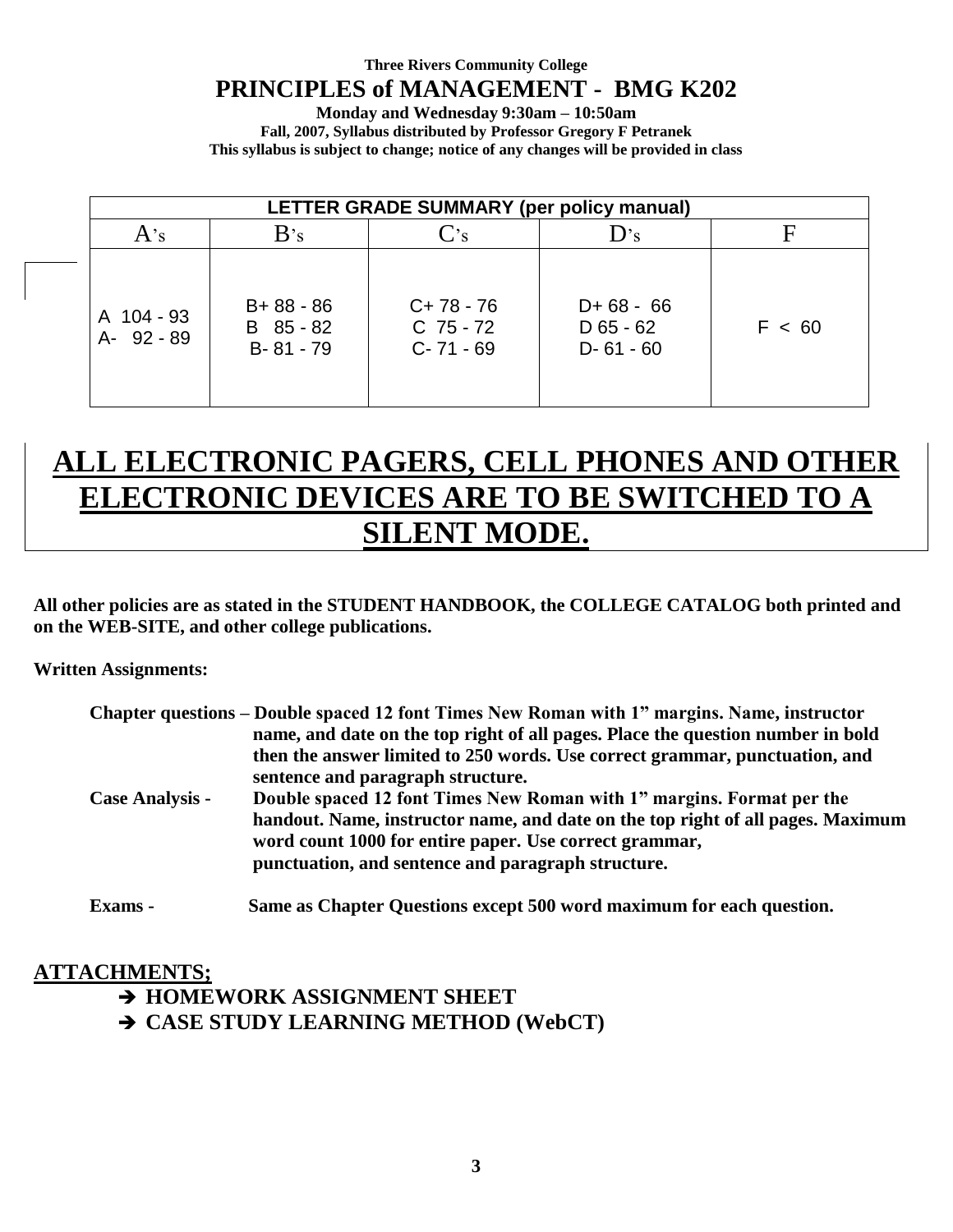**Three Rivers Community College**

# PRINCIPLES of MANAGEMENT - BMG K202

**Monday and Wednesday 9:30am – 10:50am**

**Fall, 2007, Syllabus distributed by Professor Gregory F Petranek**

**This syllabus is subject to change; notice of any changes will be provided in class**

| LETTER GRADE SUMMARY (per policy manual) | | | | |
|---|---|---|---|---|
| A's | B's | C's | D's | F |
| A 104 - 93<br>A- 92 - 89 | B+ 88 - 86<br>B 85 - 82<br>B- 81 - 79 | C+ 78 - 76<br>C 75 - 72<br>C- 71 - 69 | D+ 68 - 66<br>D 65 - 62<br>D- 61 - 60 | F < 60 |

# ALL ELECTRONIC PAGERS, CELL PHONES AND OTHER ELECTRONIC DEVICES ARE TO BE SWITCHED TO A SILENT MODE.

**All other policies are as stated in the STUDENT HANDBOOK, the COLLEGE CATALOG both printed and on the WEB-SITE, and other college publications.**

**Written Assignments:**

**Chapter questions –** **Double spaced 12 font Times New Roman with 1" margins. Name, instructor name, and date on the top right of all pages. Place the question number in bold then the answer limited to 250 words. Use correct grammar, punctuation, and sentence and paragraph structure.**

**Case Analysis -** **Double spaced 12 font Times New Roman with 1" margins. Format per the handout. Name, instructor name, and date on the top right of all pages. Maximum word count 1000 for entire paper. Use correct grammar, punctuation, and sentence and paragraph structure.**

**Exams -** **Same as Chapter Questions except 500 word maximum for each question.**

## ATTACHMENTS;

- ➔ **HOMEWORK ASSIGNMENT SHEET**
- ➔ **CASE STUDY LEARNING METHOD (WebCT)**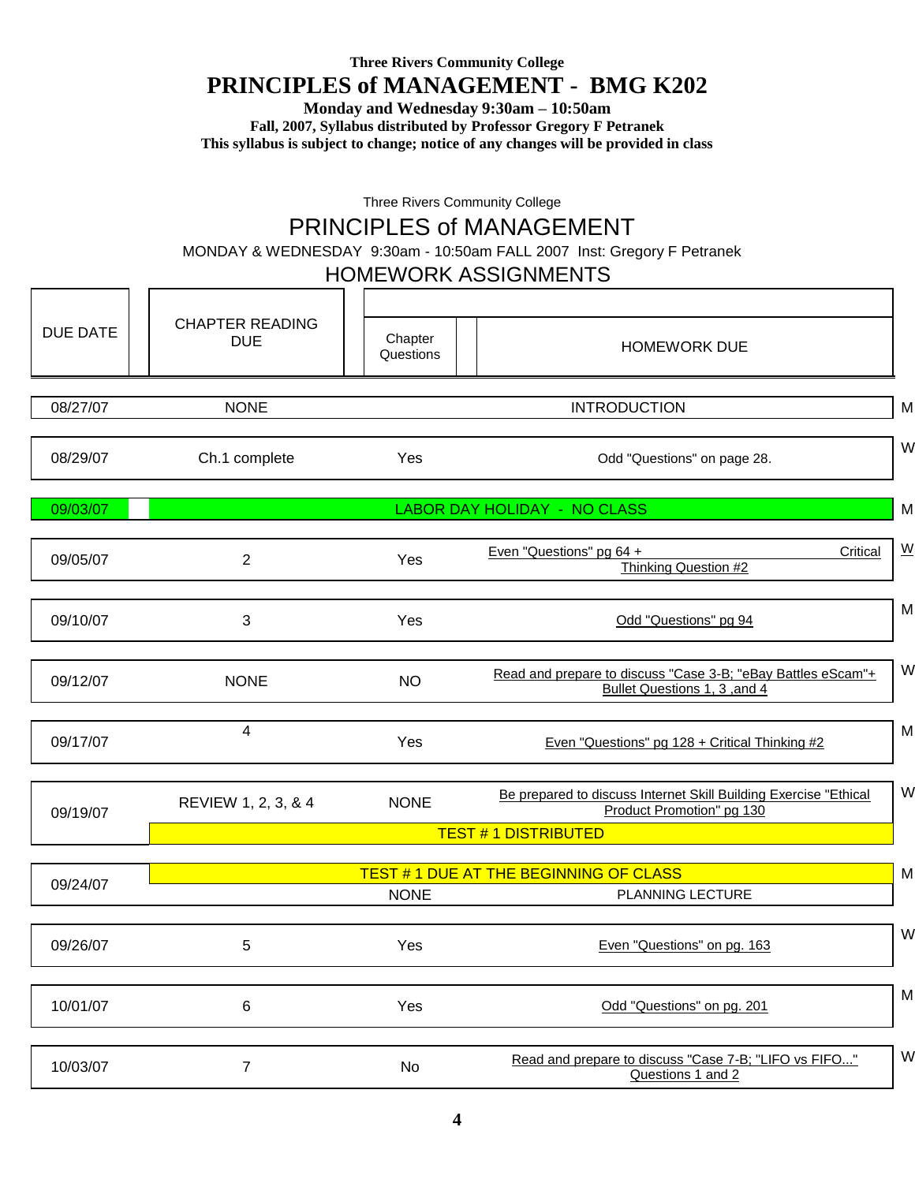**Three Rivers Community College**

# PRINCIPLES of MANAGEMENT - BMG K202

**Monday and Wednesday 9:30am – 10:50am**

**Fall, 2007, Syllabus distributed by Professor Gregory F Petranek**

**This syllabus is subject to change; notice of any changes will be provided in class**

Three Rivers Community College

## PRINCIPLES of MANAGEMENT

MONDAY & WEDNESDAY 9:30am - 10:50am FALL 2007 Inst: Gregory F Petranek

## HOMEWORK ASSIGNMENTS

| DUE DATE | CHAPTER READING DUE | Chapter Questions | HOMEWORK DUE | |
|---|---|---|---|---|
| 08/27/07 | NONE | | INTRODUCTION | M |
| 08/29/07 | Ch.1 complete | Yes | Odd "Questions" on page 28. | W |
| 09/03/07 | LABOR DAY HOLIDAY - NO CLASS | | | M |
| 09/05/07 | 2 | Yes | Even "Questions" pg 64 + Critical Thinking Question #2 | W |
| 09/10/07 | 3 | Yes | Odd "Questions" pg 94 | M |
| 09/12/07 | NONE | NO | Read and prepare to discuss "Case 3-B; "eBay Battles eScam"+ Bullet Questions 1, 3 ,and 4 | W |
| 09/17/07 | 4 | Yes | Even "Questions" pg 128 + Critical Thinking #2 | M |
| 09/19/07 | REVIEW 1, 2, 3, & 4 | NONE | Be prepared to discuss Internet Skill Building Exercise "Ethical Product Promotion" pg 130 | W |
| | TEST # 1 DISTRIBUTED | | | |
| 09/24/07 | TEST # 1 DUE AT THE BEGINNING OF CLASS | | | M |
| | | NONE | PLANNING LECTURE | |
| 09/26/07 | 5 | Yes | Even "Questions" on pg. 163 | W |
| 10/01/07 | 6 | Yes | Odd "Questions" on pg. 201 | M |
| 10/03/07 | 7 | No | Read and prepare to discuss "Case 7-B; "LIFO vs FIFO..." Questions 1 and 2 | W |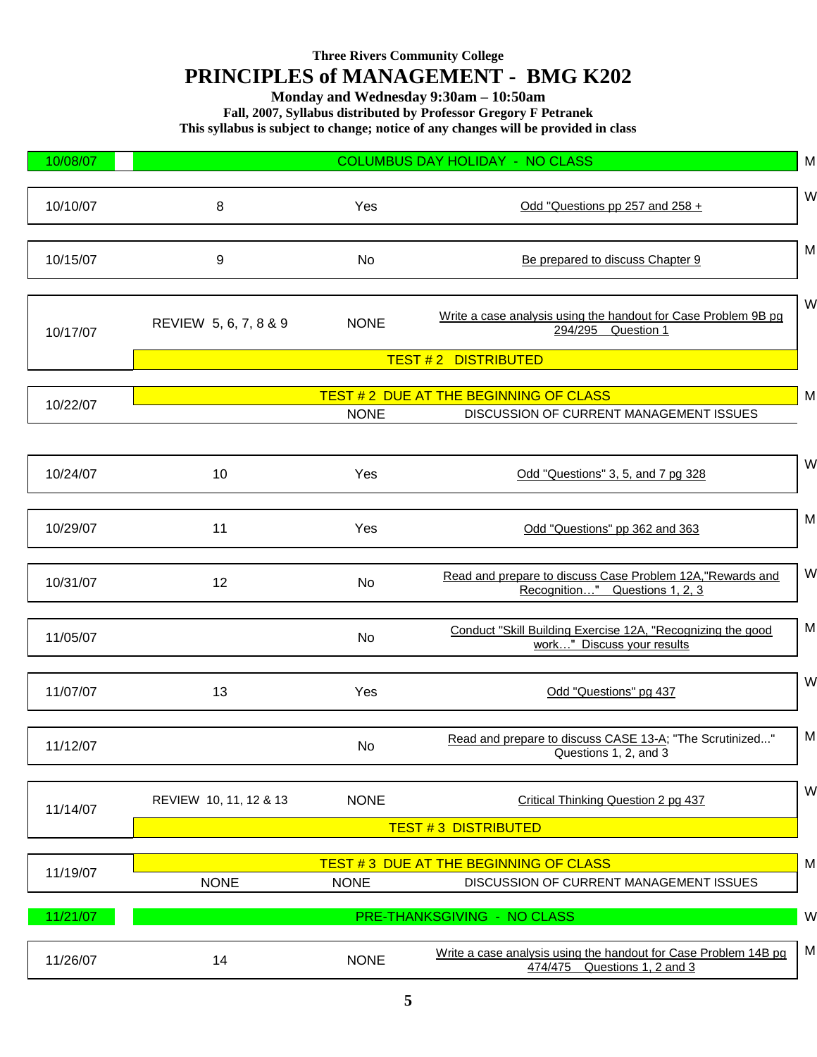Three Rivers Community College

# PRINCIPLES of MANAGEMENT - BMG K202

**Monday and Wednesday 9:30am – 10:50am**

**Fall, 2007, Syllabus distributed by Professor Gregory F Petranek**

**This syllabus is subject to change; notice of any changes will be provided in class**

| Date | Chapter | | Assignment | Day |
|---|---|---|---|---|
| 10/08/07 | COLUMBUS DAY HOLIDAY - NO CLASS | | | M |
| 10/10/07 | 8 | Yes | Odd "Questions pp 257 and 258 + | W |
| 10/15/07 | 9 | No | Be prepared to discuss Chapter 9 | M |
| 10/17/07 | REVIEW 5, 6, 7, 8 & 9 | NONE | Write a case analysis using the handout for Case Problem 9B pg 294/295 Question 1 | W |
| | TEST # 2 DISTRIBUTED | | | |
| 10/22/07 | TEST # 2 DUE AT THE BEGINNING OF CLASS | | | M |
| | | NONE | DISCUSSION OF CURRENT MANAGEMENT ISSUES | |
| 10/24/07 | 10 | Yes | Odd "Questions" 3, 5, and 7 pg 328 | W |
| 10/29/07 | 11 | Yes | Odd "Questions" pp 362 and 363 | M |
| 10/31/07 | 12 | No | Read and prepare to discuss Case Problem 12A,"Rewards and Recognition…" Questions 1, 2, 3 | W |
| 11/05/07 | | No | Conduct "Skill Building Exercise 12A, "Recognizing the good work…" Discuss your results | M |
| 11/07/07 | 13 | Yes | Odd "Questions" pg 437 | W |
| 11/12/07 | | No | Read and prepare to discuss CASE 13-A; "The Scrutinized..." Questions 1, 2, and 3 | M |
| 11/14/07 | REVIEW 10, 11, 12 & 13 | NONE | Critical Thinking Question 2 pg 437 | W |
| | TEST # 3 DISTRIBUTED | | | |
| 11/19/07 | TEST # 3 DUE AT THE BEGINNING OF CLASS | | | M |
| | NONE | NONE | DISCUSSION OF CURRENT MANAGEMENT ISSUES | |
| 11/21/07 | PRE-THANKSGIVING - NO CLASS | | | W |
| 11/26/07 | 14 | NONE | Write a case analysis using the handout for Case Problem 14B pg 474/475 Questions 1, 2 and 3 | M |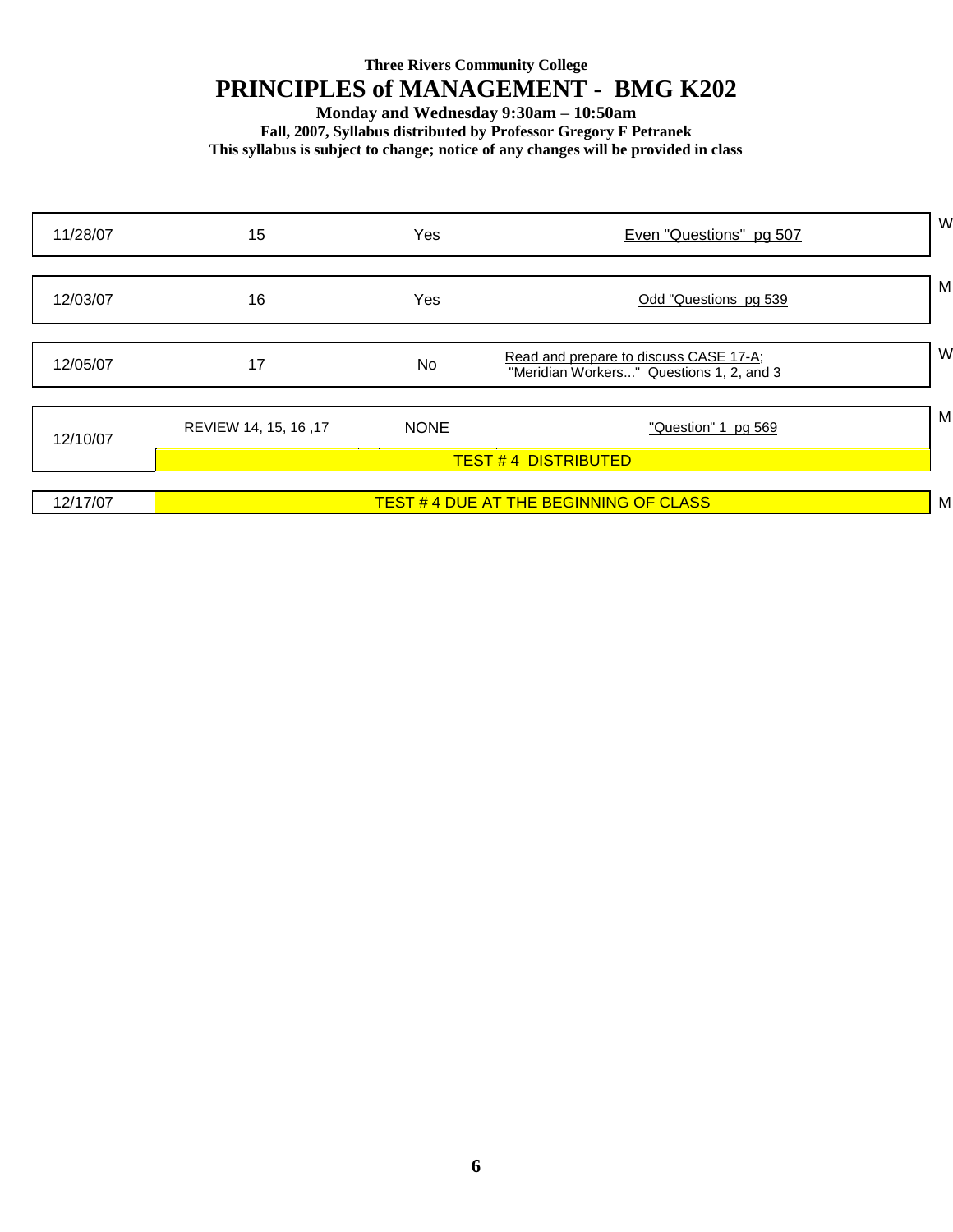Three Rivers Community College

# PRINCIPLES of MANAGEMENT - BMG K202

**Monday and Wednesday 9:30am – 10:50am**

**Fall, 2007, Syllabus distributed by Professor Gregory F Petranek**

**This syllabus is subject to change; notice of any changes will be provided in class**

| | | | | |
|---|---|---|---|---|
| 11/28/07 | 15 | Yes | Even "Questions" pg 507 | W |
| 12/03/07 | 16 | Yes | Odd "Questions pg 539 | M |
| 12/05/07 | 17 | No | Read and prepare to discuss CASE 17-A; "Meridian Workers..." Questions 1, 2, and 3 | W |
| 12/10/07 | REVIEW 14, 15, 16 ,17 | NONE | "Question" 1 pg 569 | M |
| | TEST # 4 DISTRIBUTED | | | |
| 12/17/07 | TEST # 4 DUE AT THE BEGINNING OF CLASS | | | M |